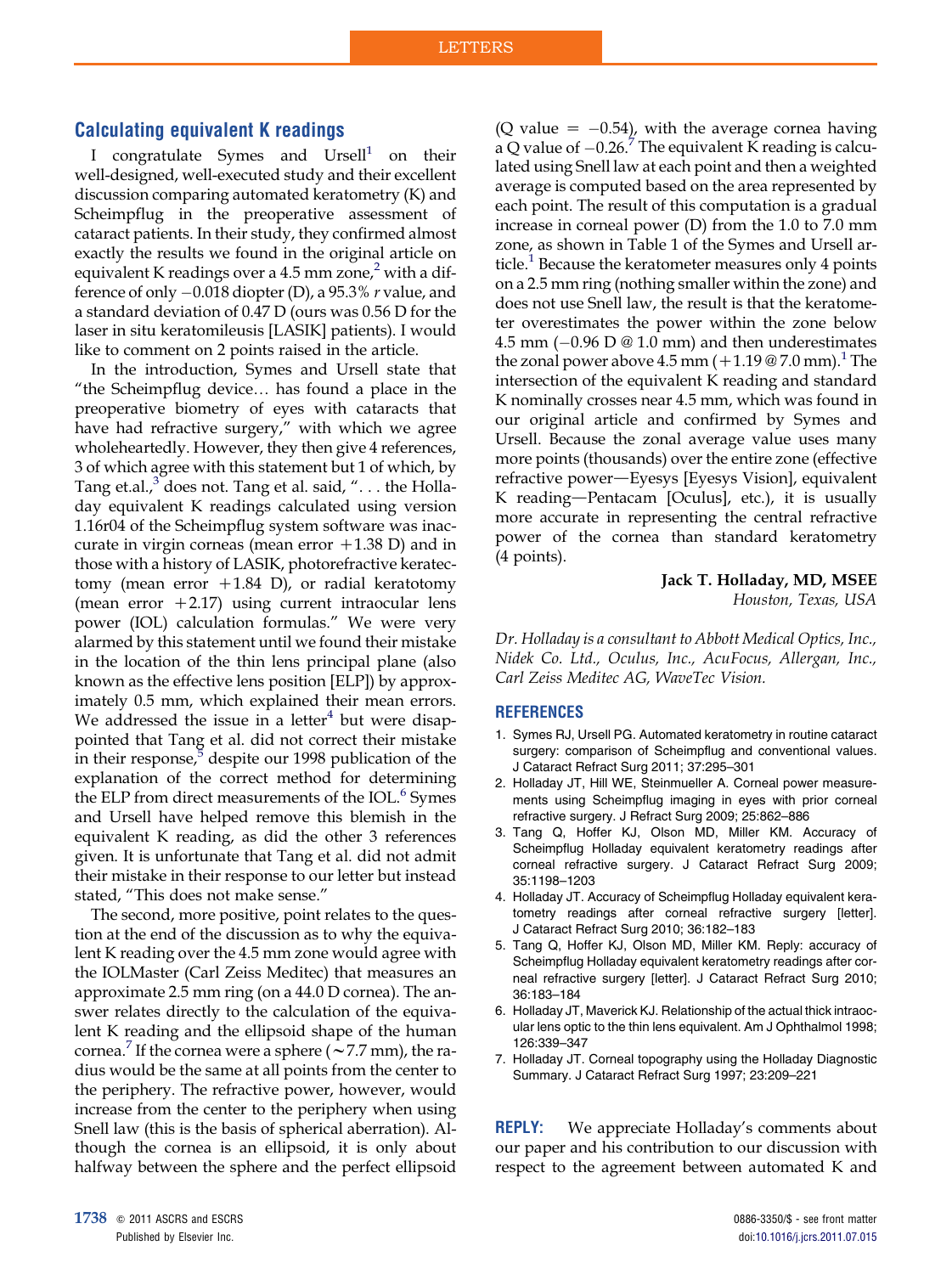## Calculating equivalent K readings

I congratulate Symes and Ursell[1] on their well-designed, well-executed study and their excellent discussion comparing automated keratometry (K) and Scheimpflug in the preoperative assessment of cataract patients. In their study, they confirmed almost exactly the results we found in the original article on equivalent K readings over a 4.5 mm zone,[2] with a difference of only −0.018 diopter (D), a 95.3% *r* value, and a standard deviation of 0.47 D (ours was 0.56 D for the laser in situ keratomileusis [LASIK] patients). I would like to comment on 2 points raised in the article.

In the introduction, Symes and Ursell state that "the Scheimpflug device… has found a place in the preoperative biometry of eyes with cataracts that have had refractive surgery," with which we agree wholeheartedly. However, they then give 4 references, 3 of which agree with this statement but 1 of which, by Tang et.al.,[3] does not. Tang et al. said, ". . . the Holladay equivalent K readings calculated using version 1.16r04 of the Scheimpflug system software was inaccurate in virgin corneas (mean error +1.38 D) and in those with a history of LASIK, photorefractive keratectomy (mean error +1.84 D), or radial keratotomy (mean error +2.17) using current intraocular lens power (IOL) calculation formulas." We were very alarmed by this statement until we found their mistake in the location of the thin lens principal plane (also known as the effective lens position [ELP]) by approximately 0.5 mm, which explained their mean errors. We addressed the issue in a letter[4] but were disappointed that Tang et al. did not correct their mistake in their response,[5] despite our 1998 publication of the explanation of the correct method for determining the ELP from direct measurements of the IOL.[6] Symes and Ursell have helped remove this blemish in the equivalent K reading, as did the other 3 references given. It is unfortunate that Tang et al. did not admit their mistake in their response to our letter but instead stated, "This does not make sense."

The second, more positive, point relates to the question at the end of the discussion as to why the equivalent K reading over the 4.5 mm zone would agree with the IOLMaster (Carl Zeiss Meditec) that measures an approximate 2.5 mm ring (on a 44.0 D cornea). The answer relates directly to the calculation of the equivalent K reading and the ellipsoid shape of the human cornea.[7] If the cornea were a sphere (~7.7 mm), the radius would be the same at all points from the center to the periphery. The refractive power, however, would increase from the center to the periphery when using Snell law (this is the basis of spherical aberration). Although the cornea is an ellipsoid, it is only about halfway between the sphere and the perfect ellipsoid (Q value = −0.54), with the average cornea having a Q value of −0.26.[7] The equivalent K reading is calculated using Snell law at each point and then a weighted average is computed based on the area represented by each point. The result of this computation is a gradual increase in corneal power (D) from the 1.0 to 7.0 mm zone, as shown in Table 1 of the Symes and Ursell article.[1] Because the keratometer measures only 4 points on a 2.5 mm ring (nothing smaller within the zone) and does not use Snell law, the result is that the keratometer overestimates the power within the zone below 4.5 mm (−0.96 D @ 1.0 mm) and then underestimates the zonal power above 4.5 mm (+1.19 @ 7.0 mm).[1] The intersection of the equivalent K reading and standard K nominally crosses near 4.5 mm, which was found in our original article and confirmed by Symes and Ursell. Because the zonal average value uses many more points (thousands) over the entire zone (effective refractive power—Eyesys [Eyesys Vision], equivalent K reading—Pentacam [Oculus], etc.), it is usually more accurate in representing the central refractive power of the cornea than standard keratometry (4 points).

**Jack T. Holladay, MD, MSEE**
*Houston, Texas, USA*

*Dr. Holladay is a consultant to Abbott Medical Optics, Inc., Nidek Co. Ltd., Oculus, Inc., AcuFocus, Allergan, Inc., Carl Zeiss Meditec AG, WaveTec Vision.*

### REFERENCES

1. Symes RJ, Ursell PG. Automated keratometry in routine cataract surgery: comparison of Scheimpflug and conventional values. J Cataract Refract Surg 2011; 37:295–301
2. Holladay JT, Hill WE, Steinmueller A. Corneal power measurements using Scheimpflug imaging in eyes with prior corneal refractive surgery. J Refract Surg 2009; 25:862–886
3. Tang Q, Hoffer KJ, Olson MD, Miller KM. Accuracy of Scheimpflug Holladay equivalent keratometry readings after corneal refractive surgery. J Cataract Refract Surg 2009; 35:1198–1203
4. Holladay JT. Accuracy of Scheimpflug Holladay equivalent keratometry readings after corneal refractive surgery [letter]. J Cataract Refract Surg 2010; 36:182–183
5. Tang Q, Hoffer KJ, Olson MD, Miller KM. Reply: accuracy of Scheimpflug Holladay equivalent keratometry readings after corneal refractive surgery [letter]. J Cataract Refract Surg 2010; 36:183–184
6. Holladay JT, Maverick KJ. Relationship of the actual thick intraocular lens optic to the thin lens equivalent. Am J Ophthalmol 1998; 126:339–347
7. Holladay JT. Corneal topography using the Holladay Diagnostic Summary. J Cataract Refract Surg 1997; 23:209–221

**REPLY:** We appreciate Holladay's comments about our paper and his contribution to our discussion with respect to the agreement between automated K and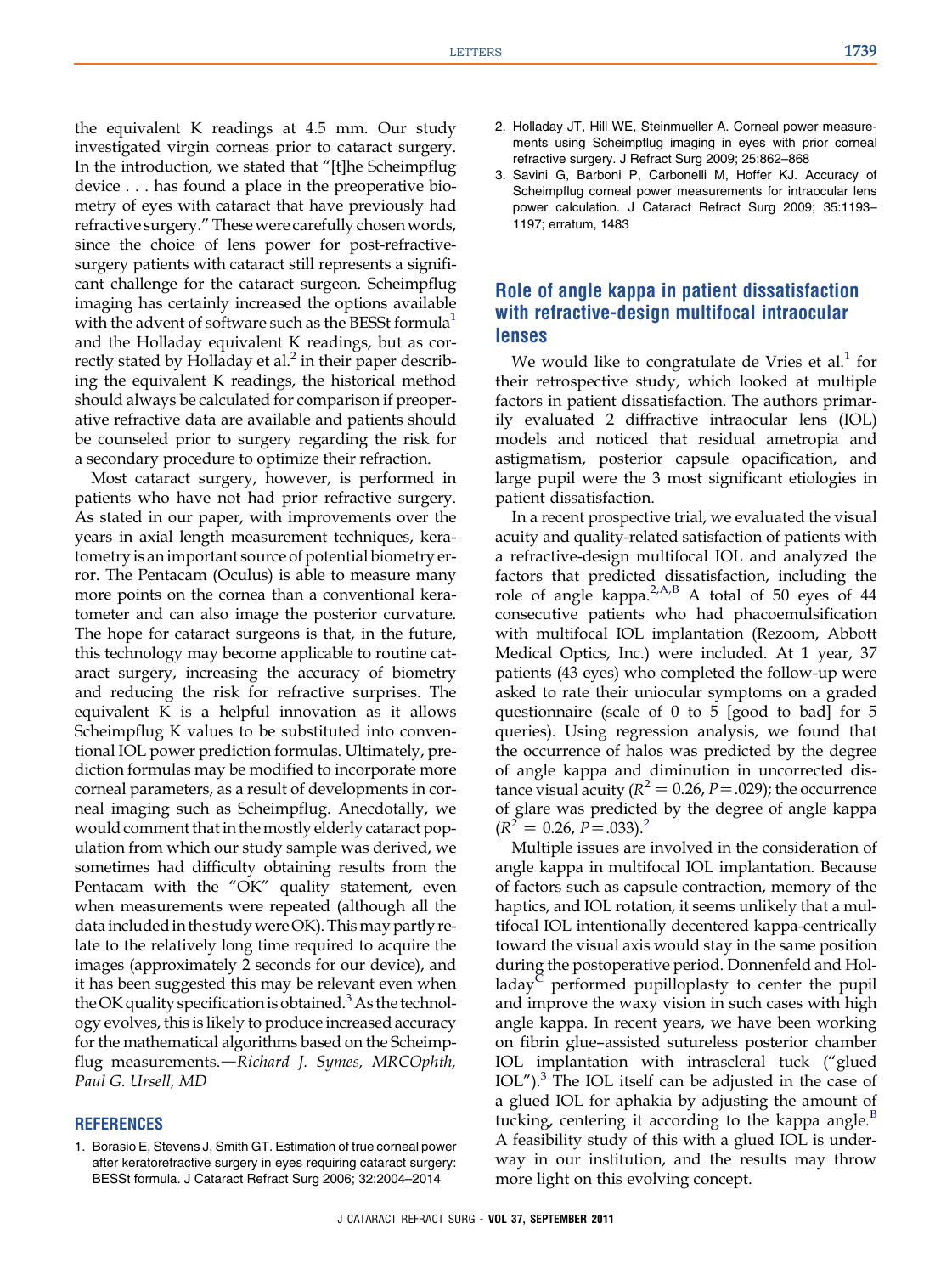the equivalent K readings at 4.5 mm. Our study investigated virgin corneas prior to cataract surgery. In the introduction, we stated that "[t]he Scheimpflug device . . . has found a place in the preoperative biometry of eyes with cataract that have previously had refractive surgery." These were carefully chosen words, since the choice of lens power for post-refractive-surgery patients with cataract still represents a significant challenge for the cataract surgeon. Scheimpflug imaging has certainly increased the options available with the advent of software such as the BESSt formula[1] and the Holladay equivalent K readings, but as correctly stated by Holladay et al.[2] in their paper describing the equivalent K readings, the historical method should always be calculated for comparison if preoperative refractive data are available and patients should be counseled prior to surgery regarding the risk for a secondary procedure to optimize their refraction.

Most cataract surgery, however, is performed in patients who have not had prior refractive surgery. As stated in our paper, with improvements over the years in axial length measurement techniques, keratometry is an important source of potential biometry error. The Pentacam (Oculus) is able to measure many more points on the cornea than a conventional keratometer and can also image the posterior curvature. The hope for cataract surgeons is that, in the future, this technology may become applicable to routine cataract surgery, increasing the accuracy of biometry and reducing the risk for refractive surprises. The equivalent K is a helpful innovation as it allows Scheimpflug K values to be substituted into conventional IOL power prediction formulas. Ultimately, prediction formulas may be modified to incorporate more corneal parameters, as a result of developments in corneal imaging such as Scheimpflug. Anecdotally, we would comment that in the mostly elderly cataract population from which our study sample was derived, we sometimes had difficulty obtaining results from the Pentacam with the "OK" quality statement, even when measurements were repeated (although all the data included in the study were OK). This may partly relate to the relatively long time required to acquire the images (approximately 2 seconds for our device), and it has been suggested this may be relevant even when the OK quality specification is obtained.[3] As the technology evolves, this is likely to produce increased accuracy for the mathematical algorithms based on the Scheimpflug measurements.—*Richard J. Symes, MRCOphth, Paul G. Ursell, MD*

## REFERENCES

1. Borasio E, Stevens J, Smith GT. Estimation of true corneal power after keratorefractive surgery in eyes requiring cataract surgery: BESSt formula. J Cataract Refract Surg 2006; 32:2004–2014
2. Holladay JT, Hill WE, Steinmueller A. Corneal power measurements using Scheimpflug imaging in eyes with prior corneal refractive surgery. J Refract Surg 2009; 25:862–868
3. Savini G, Barboni P, Carbonelli M, Hoffer KJ. Accuracy of Scheimpflug corneal power measurements for intraocular lens power calculation. J Cataract Refract Surg 2009; 35:1193–1197; erratum, 1483

## Role of angle kappa in patient dissatisfaction with refractive-design multifocal intraocular lenses

We would like to congratulate de Vries et al.[1] for their retrospective study, which looked at multiple factors in patient dissatisfaction. The authors primarily evaluated 2 diffractive intraocular lens (IOL) models and noticed that residual ametropia and astigmatism, posterior capsule opacification, and large pupil were the 3 most significant etiologies in patient dissatisfaction.

In a recent prospective trial, we evaluated the visual acuity and quality-related satisfaction of patients with a refractive-design multifocal IOL and analyzed the factors that predicted dissatisfaction, including the role of angle kappa.[2,A,B] A total of 50 eyes of 44 consecutive patients who had phacoemulsification with multifocal IOL implantation (Rezoom, Abbott Medical Optics, Inc.) were included. At 1 year, 37 patients (43 eyes) who completed the follow-up were asked to rate their uniocular symptoms on a graded questionnaire (scale of 0 to 5 [good to bad] for 5 queries). Using regression analysis, we found that the occurrence of halos was predicted by the degree of angle kappa and diminution in uncorrected distance visual acuity ($R^2 = 0.26$, $P = .029$); the occurrence of glare was predicted by the degree of angle kappa ($R^2 = 0.26$, $P = .033$).[2]

Multiple issues are involved in the consideration of angle kappa in multifocal IOL implantation. Because of factors such as capsule contraction, memory of the haptics, and IOL rotation, it seems unlikely that a multifocal IOL intentionally decentered kappa-centrically toward the visual axis would stay in the same position during the postoperative period. Donnenfeld and Holladay[C] performed pupilloplasty to center the pupil and improve the waxy vision in such cases with high angle kappa. In recent years, we have been working on fibrin glue–assisted sutureless posterior chamber IOL implantation with intrascleral tuck ("glued IOL").[3] The IOL itself can be adjusted in the case of a glued IOL for aphakia by adjusting the amount of tucking, centering it according to the kappa angle.[B] A feasibility study of this with a glued IOL is underway in our institution, and the results may throw more light on this evolving concept.